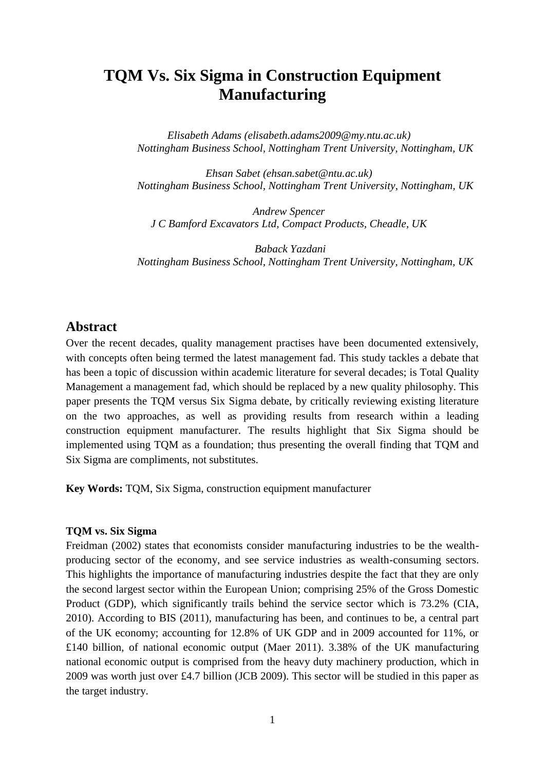# TQM Vs. Six Sigma in Construction Equipment Manufacturing

*Elisabeth Adams (elisabeth.adams2009@my.ntu.ac.uk)*
*Nottingham Business School, Nottingham Trent University, Nottingham, UK*

*Ehsan Sabet (ehsan.sabet@ntu.ac.uk)*
*Nottingham Business School, Nottingham Trent University, Nottingham, UK*

*Andrew Spencer*
*J C Bamford Excavators Ltd, Compact Products, Cheadle, UK*

*Baback Yazdani*
*Nottingham Business School, Nottingham Trent University, Nottingham, UK*

## Abstract

Over the recent decades, quality management practises have been documented extensively, with concepts often being termed the latest management fad. This study tackles a debate that has been a topic of discussion within academic literature for several decades; is Total Quality Management a management fad, which should be replaced by a new quality philosophy. This paper presents the TQM versus Six Sigma debate, by critically reviewing existing literature on the two approaches, as well as providing results from research within a leading construction equipment manufacturer. The results highlight that Six Sigma should be implemented using TQM as a foundation; thus presenting the overall finding that TQM and Six Sigma are compliments, not substitutes.

**Key Words:** TQM, Six Sigma, construction equipment manufacturer

**TQM vs. Six Sigma**

Freidman (2002) states that economists consider manufacturing industries to be the wealth-producing sector of the economy, and see service industries as wealth-consuming sectors. This highlights the importance of manufacturing industries despite the fact that they are only the second largest sector within the European Union; comprising 25% of the Gross Domestic Product (GDP), which significantly trails behind the service sector which is 73.2% (CIA, 2010). According to BIS (2011), manufacturing has been, and continues to be, a central part of the UK economy; accounting for 12.8% of UK GDP and in 2009 accounted for 11%, or £140 billion, of national economic output (Maer 2011). 3.38% of the UK manufacturing national economic output is comprised from the heavy duty machinery production, which in 2009 was worth just over £4.7 billion (JCB 2009). This sector will be studied in this paper as the target industry.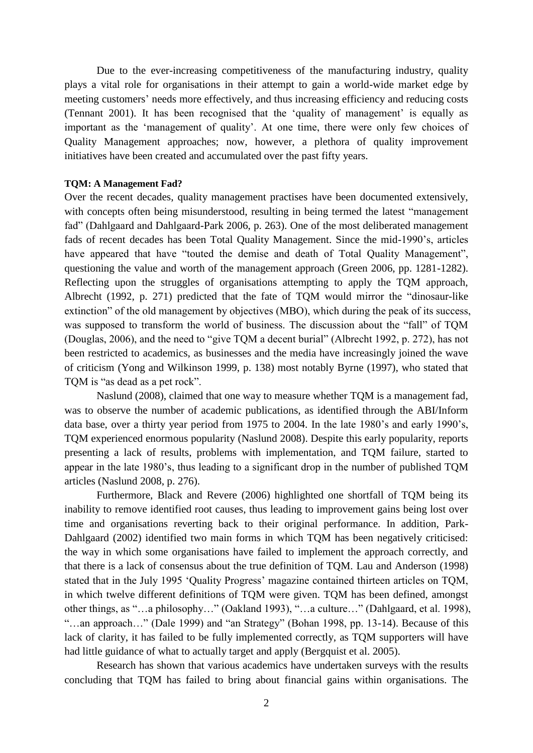Due to the ever-increasing competitiveness of the manufacturing industry, quality plays a vital role for organisations in their attempt to gain a world-wide market edge by meeting customers' needs more effectively, and thus increasing efficiency and reducing costs (Tennant 2001). It has been recognised that the 'quality of management' is equally as important as the 'management of quality'. At one time, there were only few choices of Quality Management approaches; now, however, a plethora of quality improvement initiatives have been created and accumulated over the past fifty years.

**TQM: A Management Fad?**

Over the recent decades, quality management practises have been documented extensively, with concepts often being misunderstood, resulting in being termed the latest "management fad" (Dahlgaard and Dahlgaard-Park 2006, p. 263). One of the most deliberated management fads of recent decades has been Total Quality Management. Since the mid-1990's, articles have appeared that have "touted the demise and death of Total Quality Management", questioning the value and worth of the management approach (Green 2006, pp. 1281-1282). Reflecting upon the struggles of organisations attempting to apply the TQM approach, Albrecht (1992, p. 271) predicted that the fate of TQM would mirror the "dinosaur-like extinction" of the old management by objectives (MBO), which during the peak of its success, was supposed to transform the world of business. The discussion about the "fall" of TQM (Douglas, 2006), and the need to "give TQM a decent burial" (Albrecht 1992, p. 272), has not been restricted to academics, as businesses and the media have increasingly joined the wave of criticism (Yong and Wilkinson 1999, p. 138) most notably Byrne (1997), who stated that TQM is "as dead as a pet rock".

Naslund (2008), claimed that one way to measure whether TQM is a management fad, was to observe the number of academic publications, as identified through the ABI/Inform data base, over a thirty year period from 1975 to 2004. In the late 1980's and early 1990's, TQM experienced enormous popularity (Naslund 2008). Despite this early popularity, reports presenting a lack of results, problems with implementation, and TQM failure, started to appear in the late 1980's, thus leading to a significant drop in the number of published TQM articles (Naslund 2008, p. 276).

Furthermore, Black and Revere (2006) highlighted one shortfall of TQM being its inability to remove identified root causes, thus leading to improvement gains being lost over time and organisations reverting back to their original performance. In addition, Park-Dahlgaard (2002) identified two main forms in which TQM has been negatively criticised: the way in which some organisations have failed to implement the approach correctly, and that there is a lack of consensus about the true definition of TQM. Lau and Anderson (1998) stated that in the July 1995 'Quality Progress' magazine contained thirteen articles on TQM, in which twelve different definitions of TQM were given. TQM has been defined, amongst other things, as "…a philosophy…" (Oakland 1993), "…a culture…" (Dahlgaard, et al. 1998), "…an approach…" (Dale 1999) and "an Strategy" (Bohan 1998, pp. 13-14). Because of this lack of clarity, it has failed to be fully implemented correctly, as TQM supporters will have had little guidance of what to actually target and apply (Bergquist et al. 2005).

Research has shown that various academics have undertaken surveys with the results concluding that TQM has failed to bring about financial gains within organisations. The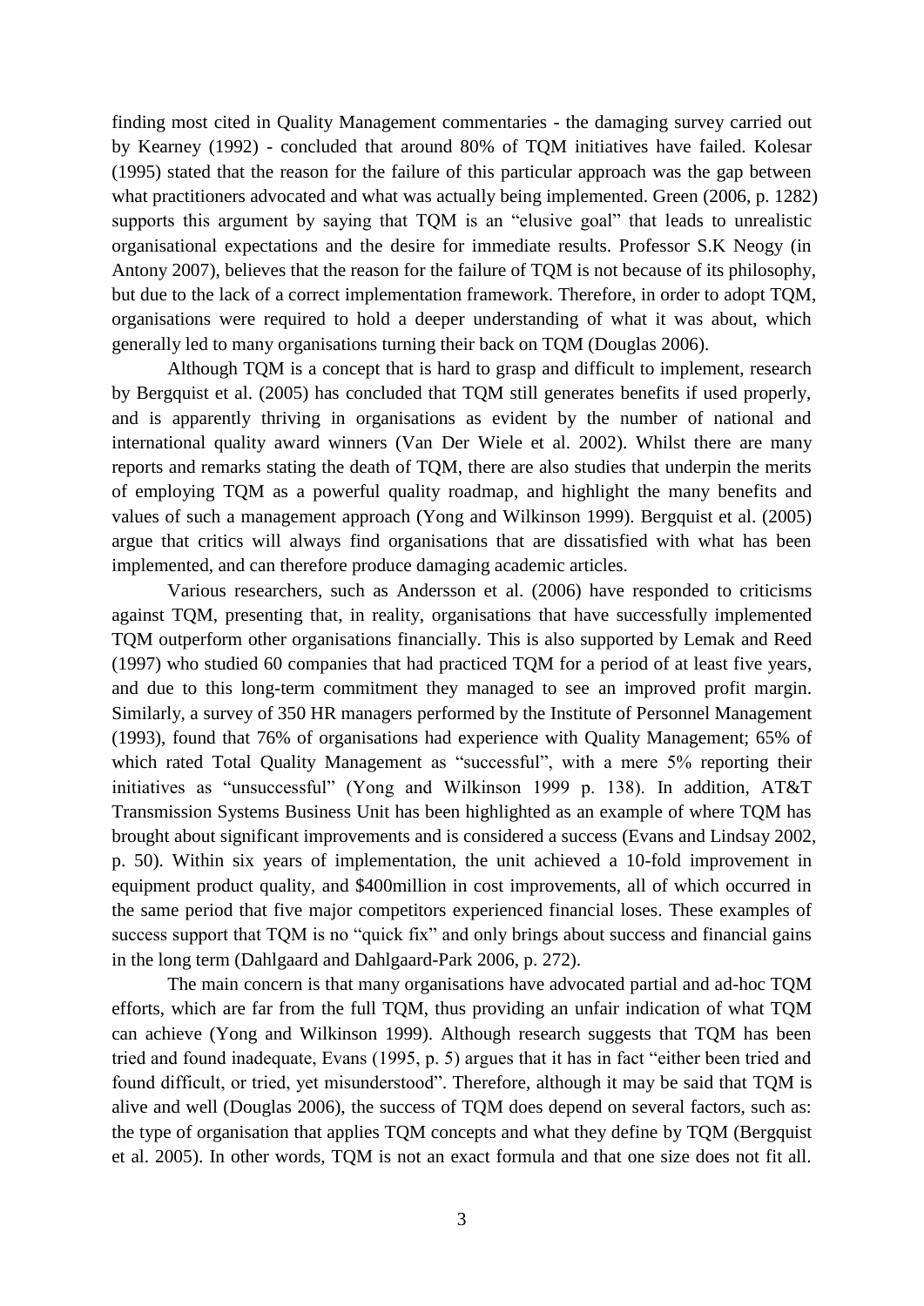finding most cited in Quality Management commentaries - the damaging survey carried out by Kearney (1992) - concluded that around 80% of TQM initiatives have failed. Kolesar (1995) stated that the reason for the failure of this particular approach was the gap between what practitioners advocated and what was actually being implemented. Green (2006, p. 1282) supports this argument by saying that TQM is an "elusive goal" that leads to unrealistic organisational expectations and the desire for immediate results. Professor S.K Neogy (in Antony 2007), believes that the reason for the failure of TQM is not because of its philosophy, but due to the lack of a correct implementation framework. Therefore, in order to adopt TQM, organisations were required to hold a deeper understanding of what it was about, which generally led to many organisations turning their back on TQM (Douglas 2006).

Although TQM is a concept that is hard to grasp and difficult to implement, research by Bergquist et al. (2005) has concluded that TQM still generates benefits if used properly, and is apparently thriving in organisations as evident by the number of national and international quality award winners (Van Der Wiele et al. 2002). Whilst there are many reports and remarks stating the death of TQM, there are also studies that underpin the merits of employing TQM as a powerful quality roadmap, and highlight the many benefits and values of such a management approach (Yong and Wilkinson 1999). Bergquist et al. (2005) argue that critics will always find organisations that are dissatisfied with what has been implemented, and can therefore produce damaging academic articles.

Various researchers, such as Andersson et al. (2006) have responded to criticisms against TQM, presenting that, in reality, organisations that have successfully implemented TQM outperform other organisations financially. This is also supported by Lemak and Reed (1997) who studied 60 companies that had practiced TQM for a period of at least five years, and due to this long-term commitment they managed to see an improved profit margin. Similarly, a survey of 350 HR managers performed by the Institute of Personnel Management (1993), found that 76% of organisations had experience with Quality Management; 65% of which rated Total Quality Management as "successful", with a mere 5% reporting their initiatives as "unsuccessful" (Yong and Wilkinson 1999 p. 138). In addition, AT&T Transmission Systems Business Unit has been highlighted as an example of where TQM has brought about significant improvements and is considered a success (Evans and Lindsay 2002, p. 50). Within six years of implementation, the unit achieved a 10-fold improvement in equipment product quality, and \$400million in cost improvements, all of which occurred in the same period that five major competitors experienced financial loses. These examples of success support that TQM is no "quick fix" and only brings about success and financial gains in the long term (Dahlgaard and Dahlgaard-Park 2006, p. 272).

The main concern is that many organisations have advocated partial and ad-hoc TQM efforts, which are far from the full TQM, thus providing an unfair indication of what TQM can achieve (Yong and Wilkinson 1999). Although research suggests that TQM has been tried and found inadequate, Evans (1995, p. 5) argues that it has in fact "either been tried and found difficult, or tried, yet misunderstood". Therefore, although it may be said that TQM is alive and well (Douglas 2006), the success of TQM does depend on several factors, such as: the type of organisation that applies TQM concepts and what they define by TQM (Bergquist et al. 2005). In other words, TQM is not an exact formula and that one size does not fit all.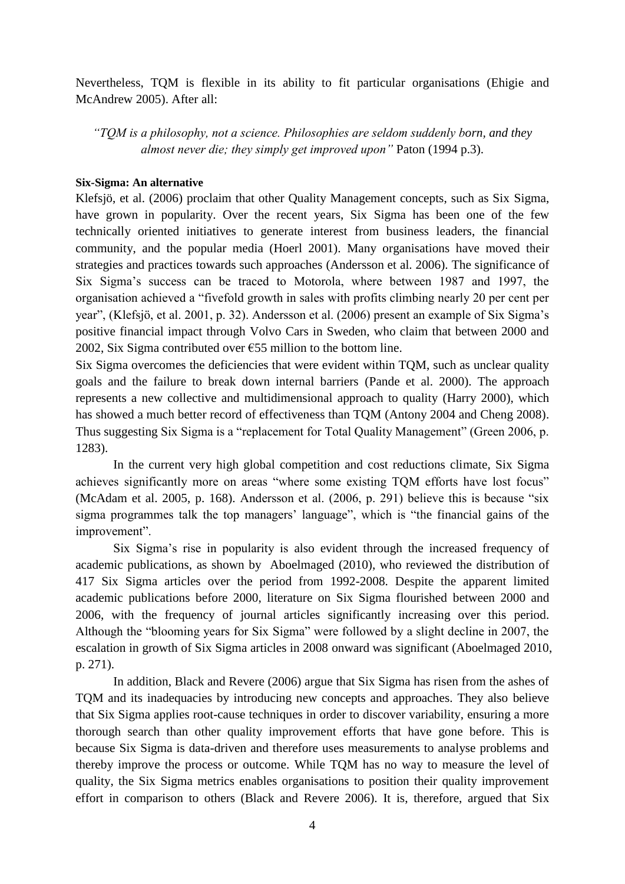Nevertheless, TQM is flexible in its ability to fit particular organisations (Ehigie and McAndrew 2005). After all:

> *"TQM is a philosophy, not a science. Philosophies are seldom suddenly born, and they almost never die; they simply get improved upon"* Paton (1994 p.3).

**Six-Sigma: An alternative**

Klefsjö, et al. (2006) proclaim that other Quality Management concepts, such as Six Sigma, have grown in popularity. Over the recent years, Six Sigma has been one of the few technically oriented initiatives to generate interest from business leaders, the financial community, and the popular media (Hoerl 2001). Many organisations have moved their strategies and practices towards such approaches (Andersson et al. 2006). The significance of Six Sigma's success can be traced to Motorola, where between 1987 and 1997, the organisation achieved a "fivefold growth in sales with profits climbing nearly 20 per cent per year", (Klefsjö, et al. 2001, p. 32). Andersson et al. (2006) present an example of Six Sigma's positive financial impact through Volvo Cars in Sweden, who claim that between 2000 and 2002, Six Sigma contributed over €55 million to the bottom line.

Six Sigma overcomes the deficiencies that were evident within TQM, such as unclear quality goals and the failure to break down internal barriers (Pande et al. 2000). The approach represents a new collective and multidimensional approach to quality (Harry 2000), which has showed a much better record of effectiveness than TQM (Antony 2004 and Cheng 2008). Thus suggesting Six Sigma is a "replacement for Total Quality Management" (Green 2006, p. 1283).

In the current very high global competition and cost reductions climate, Six Sigma achieves significantly more on areas "where some existing TQM efforts have lost focus" (McAdam et al. 2005, p. 168). Andersson et al. (2006, p. 291) believe this is because "six sigma programmes talk the top managers' language", which is "the financial gains of the improvement".

Six Sigma's rise in popularity is also evident through the increased frequency of academic publications, as shown by Aboelmaged (2010), who reviewed the distribution of 417 Six Sigma articles over the period from 1992-2008. Despite the apparent limited academic publications before 2000, literature on Six Sigma flourished between 2000 and 2006, with the frequency of journal articles significantly increasing over this period. Although the "blooming years for Six Sigma" were followed by a slight decline in 2007, the escalation in growth of Six Sigma articles in 2008 onward was significant (Aboelmaged 2010, p. 271).

In addition, Black and Revere (2006) argue that Six Sigma has risen from the ashes of TQM and its inadequacies by introducing new concepts and approaches. They also believe that Six Sigma applies root-cause techniques in order to discover variability, ensuring a more thorough search than other quality improvement efforts that have gone before. This is because Six Sigma is data-driven and therefore uses measurements to analyse problems and thereby improve the process or outcome. While TQM has no way to measure the level of quality, the Six Sigma metrics enables organisations to position their quality improvement effort in comparison to others (Black and Revere 2006). It is, therefore, argued that Six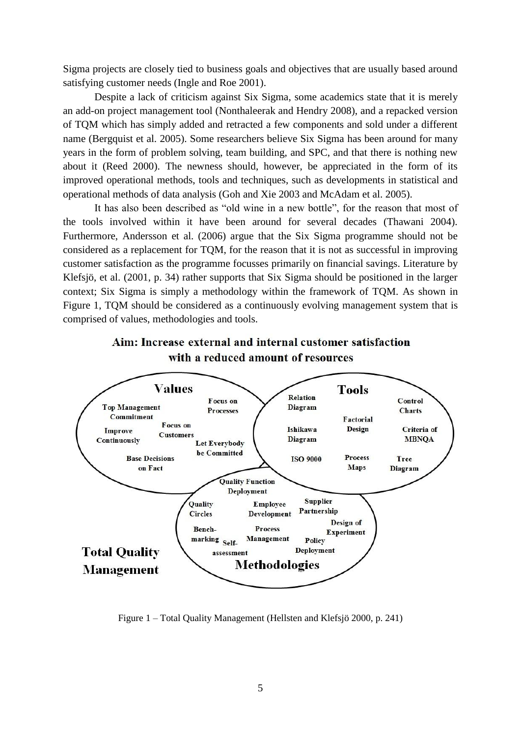Sigma projects are closely tied to business goals and objectives that are usually based around satisfying customer needs (Ingle and Roe 2001).

Despite a lack of criticism against Six Sigma, some academics state that it is merely an add-on project management tool (Nonthaleerak and Hendry 2008), and a repacked version of TQM which has simply added and retracted a few components and sold under a different name (Bergquist et al. 2005). Some researchers believe Six Sigma has been around for many years in the form of problem solving, team building, and SPC, and that there is nothing new about it (Reed 2000). The newness should, however, be appreciated in the form of its improved operational methods, tools and techniques, such as developments in statistical and operational methods of data analysis (Goh and Xie 2003 and McAdam et al. 2005).

It has also been described as "old wine in a new bottle", for the reason that most of the tools involved within it have been around for several decades (Thawani 2004). Furthermore, Andersson et al. (2006) argue that the Six Sigma programme should not be considered as a replacement for TQM, for the reason that it is not as successful in improving customer satisfaction as the programme focusses primarily on financial savings. Literature by Klefsjö, et al. (2001, p. 34) rather supports that Six Sigma should be positioned in the larger context; Six Sigma is simply a methodology within the framework of TQM. As shown in Figure 1, TQM should be considered as a continuously evolving management system that is comprised of values, methodologies and tools.

**Aim: Increase external and internal customer satisfaction with a reduced amount of resources**

**Values**: Top Management Commitment; Focus on Processes; Focus on Customers; Improve Continuously; Let Everybody be Committed; Base Decisions on Fact

**Tools**: Relation Diagram; Control Charts; Factorial Design; Ishikawa Diagram; Criteria of MBNQA; ISO 9000; Process Maps; Tree Diagram

**Methodologies**: Quality Function Deployment; Quality Circles; Employee Development; Supplier Partnership; Design of Experiment; Bench-marking; Process Management; Self-assessment; Policy Deployment

**Total Quality Management**

Figure 1 – Total Quality Management (Hellsten and Klefsjö 2000, p. 241)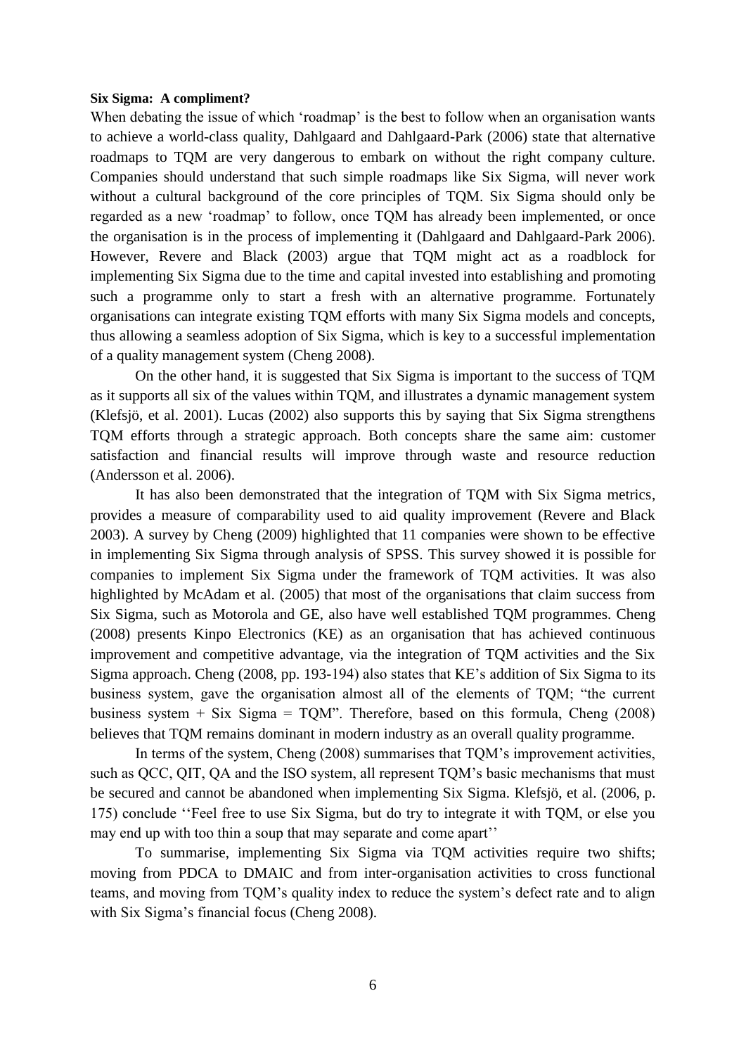**Six Sigma: A compliment?**

When debating the issue of which 'roadmap' is the best to follow when an organisation wants to achieve a world-class quality, Dahlgaard and Dahlgaard-Park (2006) state that alternative roadmaps to TQM are very dangerous to embark on without the right company culture. Companies should understand that such simple roadmaps like Six Sigma, will never work without a cultural background of the core principles of TQM. Six Sigma should only be regarded as a new 'roadmap' to follow, once TQM has already been implemented, or once the organisation is in the process of implementing it (Dahlgaard and Dahlgaard-Park 2006). However, Revere and Black (2003) argue that TQM might act as a roadblock for implementing Six Sigma due to the time and capital invested into establishing and promoting such a programme only to start a fresh with an alternative programme. Fortunately organisations can integrate existing TQM efforts with many Six Sigma models and concepts, thus allowing a seamless adoption of Six Sigma, which is key to a successful implementation of a quality management system (Cheng 2008).

On the other hand, it is suggested that Six Sigma is important to the success of TQM as it supports all six of the values within TQM, and illustrates a dynamic management system (Klefsjö, et al. 2001). Lucas (2002) also supports this by saying that Six Sigma strengthens TQM efforts through a strategic approach. Both concepts share the same aim: customer satisfaction and financial results will improve through waste and resource reduction (Andersson et al. 2006).

It has also been demonstrated that the integration of TQM with Six Sigma metrics, provides a measure of comparability used to aid quality improvement (Revere and Black 2003). A survey by Cheng (2009) highlighted that 11 companies were shown to be effective in implementing Six Sigma through analysis of SPSS. This survey showed it is possible for companies to implement Six Sigma under the framework of TQM activities. It was also highlighted by McAdam et al. (2005) that most of the organisations that claim success from Six Sigma, such as Motorola and GE, also have well established TQM programmes. Cheng (2008) presents Kinpo Electronics (KE) as an organisation that has achieved continuous improvement and competitive advantage, via the integration of TQM activities and the Six Sigma approach. Cheng (2008, pp. 193-194) also states that KE's addition of Six Sigma to its business system, gave the organisation almost all of the elements of TQM; "the current business system + Six Sigma = TQM". Therefore, based on this formula, Cheng (2008) believes that TQM remains dominant in modern industry as an overall quality programme.

In terms of the system, Cheng (2008) summarises that TQM's improvement activities, such as QCC, QIT, QA and the ISO system, all represent TQM's basic mechanisms that must be secured and cannot be abandoned when implementing Six Sigma. Klefsjö, et al. (2006, p. 175) conclude ''Feel free to use Six Sigma, but do try to integrate it with TQM, or else you may end up with too thin a soup that may separate and come apart''

To summarise, implementing Six Sigma via TQM activities require two shifts; moving from PDCA to DMAIC and from inter-organisation activities to cross functional teams, and moving from TQM's quality index to reduce the system's defect rate and to align with Six Sigma's financial focus (Cheng 2008).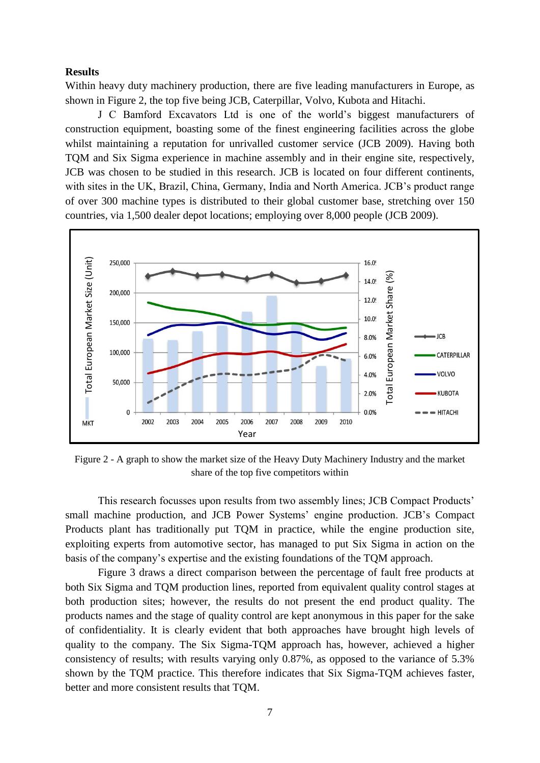**Results**

Within heavy duty machinery production, there are five leading manufacturers in Europe, as shown in Figure 2, the top five being JCB, Caterpillar, Volvo, Kubota and Hitachi.

J C Bamford Excavators Ltd is one of the world's biggest manufacturers of construction equipment, boasting some of the finest engineering facilities across the globe whilst maintaining a reputation for unrivalled customer service (JCB 2009). Having both TQM and Six Sigma experience in machine assembly and in their engine site, respectively, JCB was chosen to be studied in this research. JCB is located on four different continents, with sites in the UK, Brazil, China, Germany, India and North America. JCB's product range of over 300 machine types is distributed to their global customer base, stretching over 150 countries, via 1,500 dealer depot locations; employing over 8,000 people (JCB 2009).

Figure 2 - A graph to show the market size of the Heavy Duty Machinery Industry and the market share of the top five competitors within

This research focusses upon results from two assembly lines; JCB Compact Products' small machine production, and JCB Power Systems' engine production. JCB's Compact Products plant has traditionally put TQM in practice, while the engine production site, exploiting experts from automotive sector, has managed to put Six Sigma in action on the basis of the company's expertise and the existing foundations of the TQM approach.

Figure 3 draws a direct comparison between the percentage of fault free products at both Six Sigma and TQM production lines, reported from equivalent quality control stages at both production sites; however, the results do not present the end product quality. The products names and the stage of quality control are kept anonymous in this paper for the sake of confidentiality. It is clearly evident that both approaches have brought high levels of quality to the company. The Six Sigma-TQM approach has, however, achieved a higher consistency of results; with results varying only 0.87%, as opposed to the variance of 5.3% shown by the TQM practice. This therefore indicates that Six Sigma-TQM achieves faster, better and more consistent results that TQM.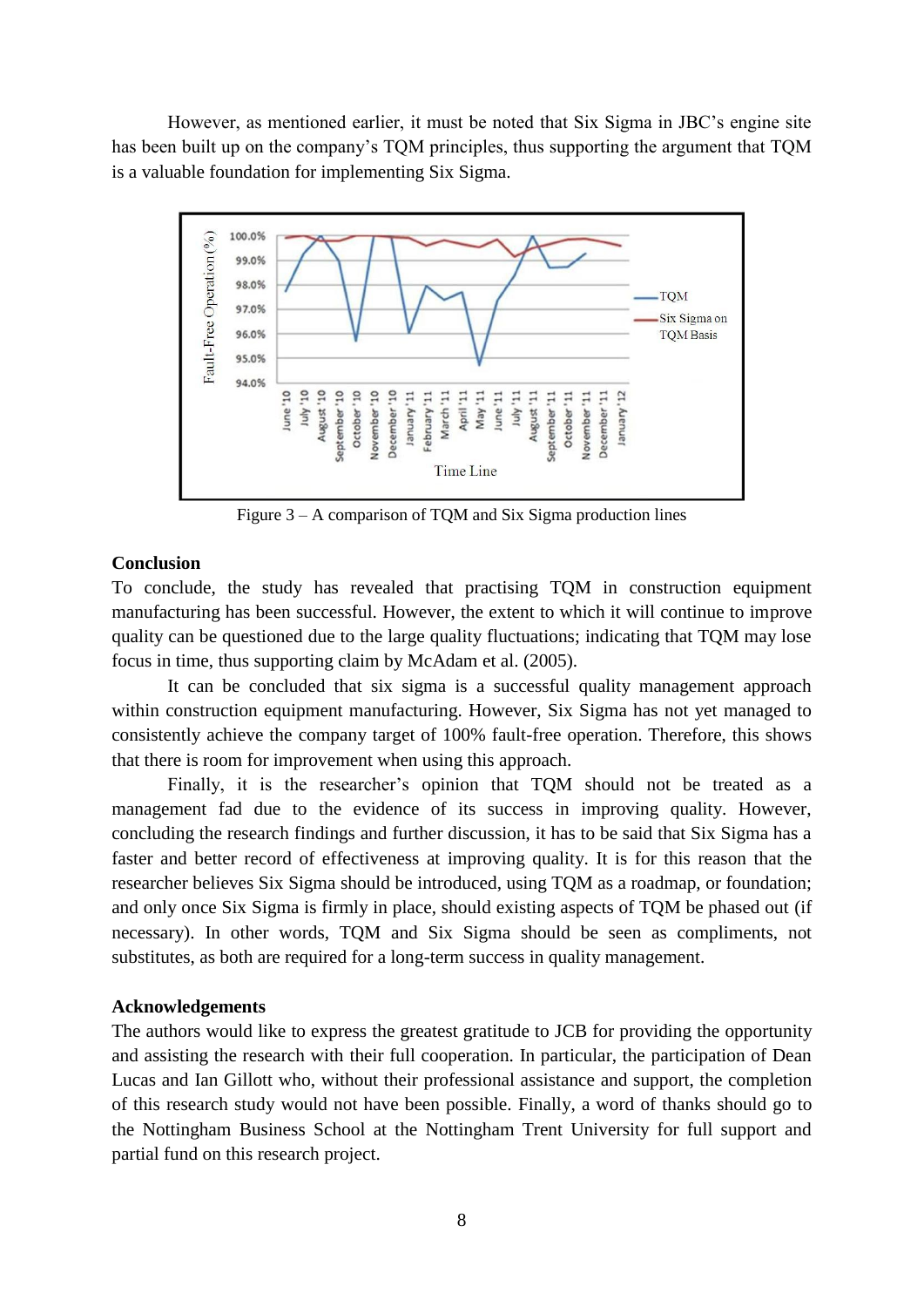However, as mentioned earlier, it must be noted that Six Sigma in JBC's engine site has been built up on the company's TQM principles, thus supporting the argument that TQM is a valuable foundation for implementing Six Sigma.

Figure 3 – A comparison of TQM and Six Sigma production lines

### Conclusion

To conclude, the study has revealed that practising TQM in construction equipment manufacturing has been successful. However, the extent to which it will continue to improve quality can be questioned due to the large quality fluctuations; indicating that TQM may lose focus in time, thus supporting claim by McAdam et al. (2005).

It can be concluded that six sigma is a successful quality management approach within construction equipment manufacturing. However, Six Sigma has not yet managed to consistently achieve the company target of 100% fault-free operation. Therefore, this shows that there is room for improvement when using this approach.

Finally, it is the researcher's opinion that TQM should not be treated as a management fad due to the evidence of its success in improving quality. However, concluding the research findings and further discussion, it has to be said that Six Sigma has a faster and better record of effectiveness at improving quality. It is for this reason that the researcher believes Six Sigma should be introduced, using TQM as a roadmap, or foundation; and only once Six Sigma is firmly in place, should existing aspects of TQM be phased out (if necessary). In other words, TQM and Six Sigma should be seen as compliments, not substitutes, as both are required for a long-term success in quality management.

### Acknowledgements

The authors would like to express the greatest gratitude to JCB for providing the opportunity and assisting the research with their full cooperation. In particular, the participation of Dean Lucas and Ian Gillott who, without their professional assistance and support, the completion of this research study would not have been possible. Finally, a word of thanks should go to the Nottingham Business School at the Nottingham Trent University for full support and partial fund on this research project.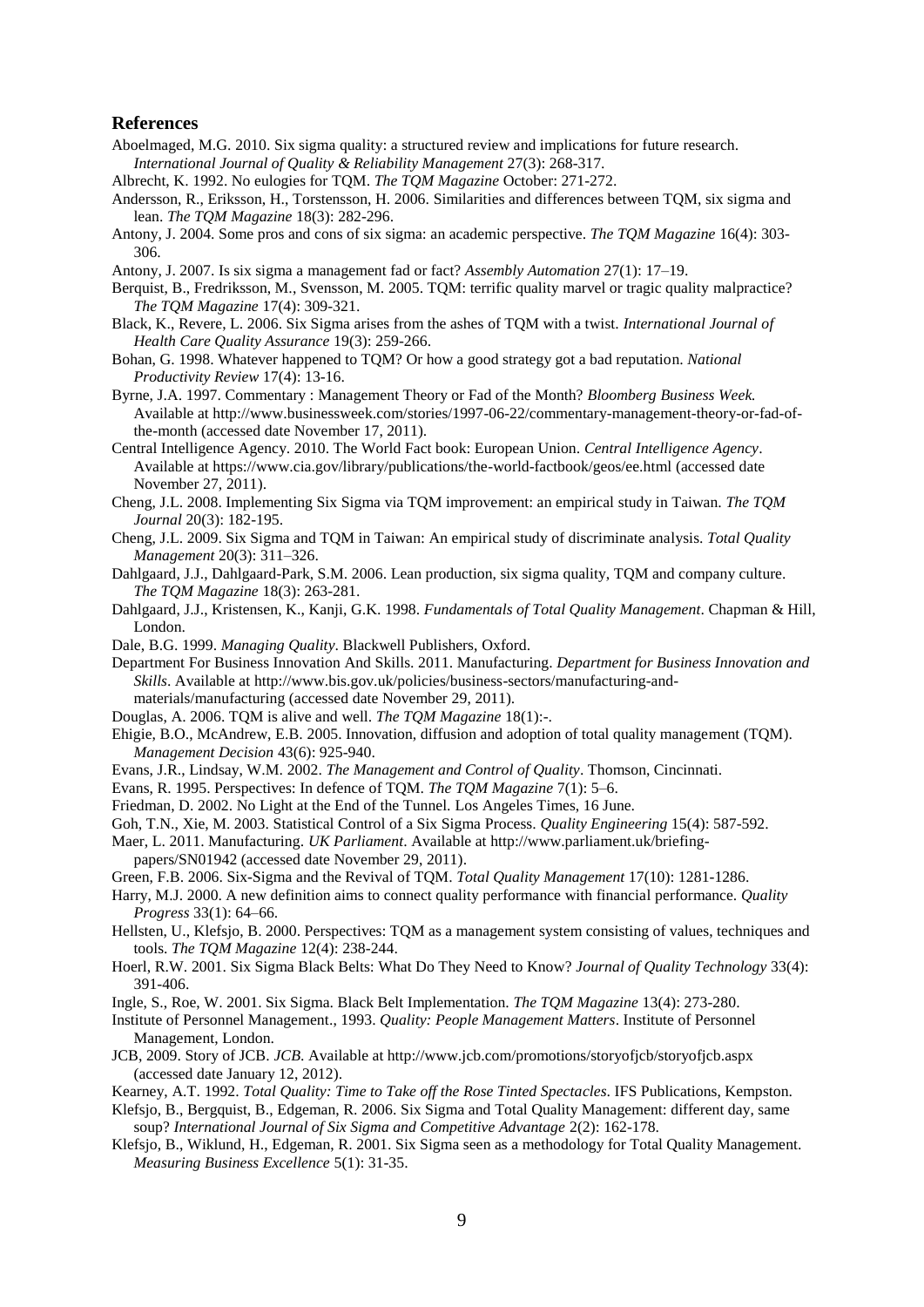## References

Aboelmaged, M.G. 2010. Six sigma quality: a structured review and implications for future research. *International Journal of Quality & Reliability Management* 27(3): 268-317.

Albrecht, K. 1992. No eulogies for TQM. *The TQM Magazine* October: 271-272.

Andersson, R., Eriksson, H., Torstensson, H. 2006. Similarities and differences between TQM, six sigma and lean. *The TQM Magazine* 18(3): 282-296.

Antony, J. 2004. Some pros and cons of six sigma: an academic perspective. *The TQM Magazine* 16(4): 303-306.

Antony, J. 2007. Is six sigma a management fad or fact? *Assembly Automation* 27(1): 17–19.

Berquist, B., Fredriksson, M., Svensson, M. 2005. TQM: terrific quality marvel or tragic quality malpractice? *The TQM Magazine* 17(4): 309-321.

Black, K., Revere, L. 2006. Six Sigma arises from the ashes of TQM with a twist. *International Journal of Health Care Quality Assurance* 19(3): 259-266.

Bohan, G. 1998. Whatever happened to TQM? Or how a good strategy got a bad reputation. *National Productivity Review* 17(4): 13-16.

Byrne, J.A. 1997. Commentary : Management Theory or Fad of the Month? *Bloomberg Business Week.* Available at http://www.businessweek.com/stories/1997-06-22/commentary-management-theory-or-fad-of-the-month (accessed date November 17, 2011).

Central Intelligence Agency. 2010. The World Fact book: European Union. *Central Intelligence Agency*. Available at https://www.cia.gov/library/publications/the-world-factbook/geos/ee.html (accessed date November 27, 2011).

Cheng, J.L. 2008. Implementing Six Sigma via TQM improvement: an empirical study in Taiwan. *The TQM Journal* 20(3): 182-195.

Cheng, J.L. 2009. Six Sigma and TQM in Taiwan: An empirical study of discriminate analysis. *Total Quality Management* 20(3): 311–326.

Dahlgaard, J.J., Dahlgaard-Park, S.M. 2006. Lean production, six sigma quality, TQM and company culture. *The TQM Magazine* 18(3): 263-281.

Dahlgaard, J.J., Kristensen, K., Kanji, G.K. 1998. *Fundamentals of Total Quality Management*. Chapman & Hill, London.

Dale, B.G. 1999. *Managing Quality*. Blackwell Publishers, Oxford.

Department For Business Innovation And Skills. 2011. Manufacturing. *Department for Business Innovation and Skills*. Available at http://www.bis.gov.uk/policies/business-sectors/manufacturing-and-materials/manufacturing (accessed date November 29, 2011).

Douglas, A. 2006. TQM is alive and well. *The TQM Magazine* 18(1):-.

Ehigie, B.O., McAndrew, E.B. 2005. Innovation, diffusion and adoption of total quality management (TQM). *Management Decision* 43(6): 925-940.

Evans, J.R., Lindsay, W.M. 2002. *The Management and Control of Quality*. Thomson, Cincinnati.

Evans, R. 1995. Perspectives: In defence of TQM. *The TQM Magazine* 7(1): 5–6.

Friedman, D. 2002. No Light at the End of the Tunnel. Los Angeles Times, 16 June.

Goh, T.N., Xie, M. 2003. Statistical Control of a Six Sigma Process. *Quality Engineering* 15(4): 587-592.

Maer, L. 2011. Manufacturing. *UK Parliament*. Available at http://www.parliament.uk/briefing-papers/SN01942 (accessed date November 29, 2011).

Green, F.B. 2006. Six-Sigma and the Revival of TQM. *Total Quality Management* 17(10): 1281-1286.

Harry, M.J. 2000. A new definition aims to connect quality performance with financial performance. *Quality Progress* 33(1): 64–66.

Hellsten, U., Klefsjo, B. 2000. Perspectives: TQM as a management system consisting of values, techniques and tools. *The TQM Magazine* 12(4): 238-244.

Hoerl, R.W. 2001. Six Sigma Black Belts: What Do They Need to Know? *Journal of Quality Technology* 33(4): 391-406.

Ingle, S., Roe, W. 2001. Six Sigma. Black Belt Implementation. *The TQM Magazine* 13(4): 273-280.

Institute of Personnel Management., 1993. *Quality: People Management Matters*. Institute of Personnel Management, London.

JCB, 2009. Story of JCB. *JCB.* Available at http://www.jcb.com/promotions/storyofjcb/storyofjcb.aspx (accessed date January 12, 2012).

Kearney, A.T. 1992. *Total Quality: Time to Take off the Rose Tinted Spectacles*. IFS Publications, Kempston.

Klefsjo, B., Bergquist, B., Edgeman, R. 2006. Six Sigma and Total Quality Management: different day, same soup? *International Journal of Six Sigma and Competitive Advantage* 2(2): 162-178.

Klefsjo, B., Wiklund, H., Edgeman, R. 2001. Six Sigma seen as a methodology for Total Quality Management. *Measuring Business Excellence* 5(1): 31-35.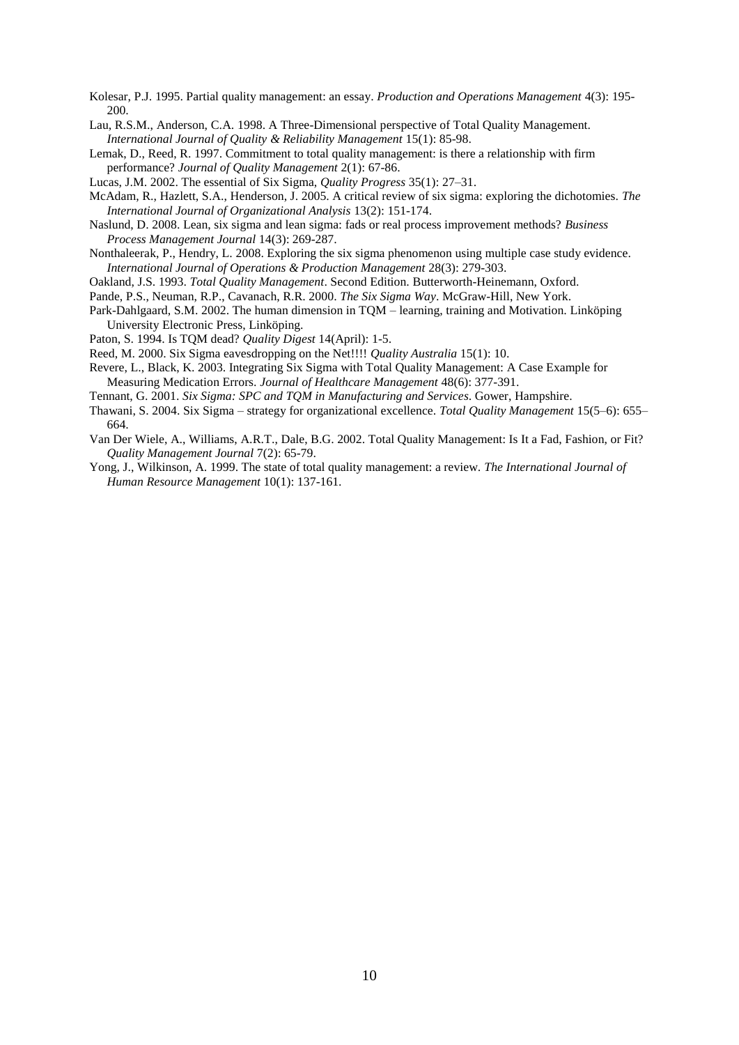Kolesar, P.J. 1995. Partial quality management: an essay. *Production and Operations Management* 4(3): 195-200.

Lau, R.S.M., Anderson, C.A. 1998. A Three-Dimensional perspective of Total Quality Management. *International Journal of Quality & Reliability Management* 15(1): 85-98.

Lemak, D., Reed, R. 1997. Commitment to total quality management: is there a relationship with firm performance? *Journal of Quality Management* 2(1): 67-86.

Lucas, J.M. 2002. The essential of Six Sigma, *Quality Progress* 35(1): 27–31.

McAdam, R., Hazlett, S.A., Henderson, J. 2005. A critical review of six sigma: exploring the dichotomies. *The International Journal of Organizational Analysis* 13(2): 151-174.

Naslund, D. 2008. Lean, six sigma and lean sigma: fads or real process improvement methods? *Business Process Management Journal* 14(3): 269-287.

Nonthaleerak, P., Hendry, L. 2008. Exploring the six sigma phenomenon using multiple case study evidence. *International Journal of Operations & Production Management* 28(3): 279-303.

Oakland, J.S. 1993. *Total Quality Management*. Second Edition. Butterworth-Heinemann, Oxford.

Pande, P.S., Neuman, R.P., Cavanach, R.R. 2000. *The Six Sigma Way*. McGraw-Hill, New York.

Park-Dahlgaard, S.M. 2002. The human dimension in TQM – learning, training and Motivation. Linköping University Electronic Press, Linköping.

Paton, S. 1994. Is TQM dead? *Quality Digest* 14(April): 1-5.

Reed, M. 2000. Six Sigma eavesdropping on the Net!!!! *Quality Australia* 15(1): 10.

Revere, L., Black, K. 2003. Integrating Six Sigma with Total Quality Management: A Case Example for Measuring Medication Errors. *Journal of Healthcare Management* 48(6): 377-391.

Tennant, G. 2001. *Six Sigma: SPC and TQM in Manufacturing and Services*. Gower, Hampshire.

Thawani, S. 2004. Six Sigma – strategy for organizational excellence. *Total Quality Management* 15(5–6): 655–664.

Van Der Wiele, A., Williams, A.R.T., Dale, B.G. 2002. Total Quality Management: Is It a Fad, Fashion, or Fit? *Quality Management Journal* 7(2): 65-79.

Yong, J., Wilkinson, A. 1999. The state of total quality management: a review. *The International Journal of Human Resource Management* 10(1): 137-161.